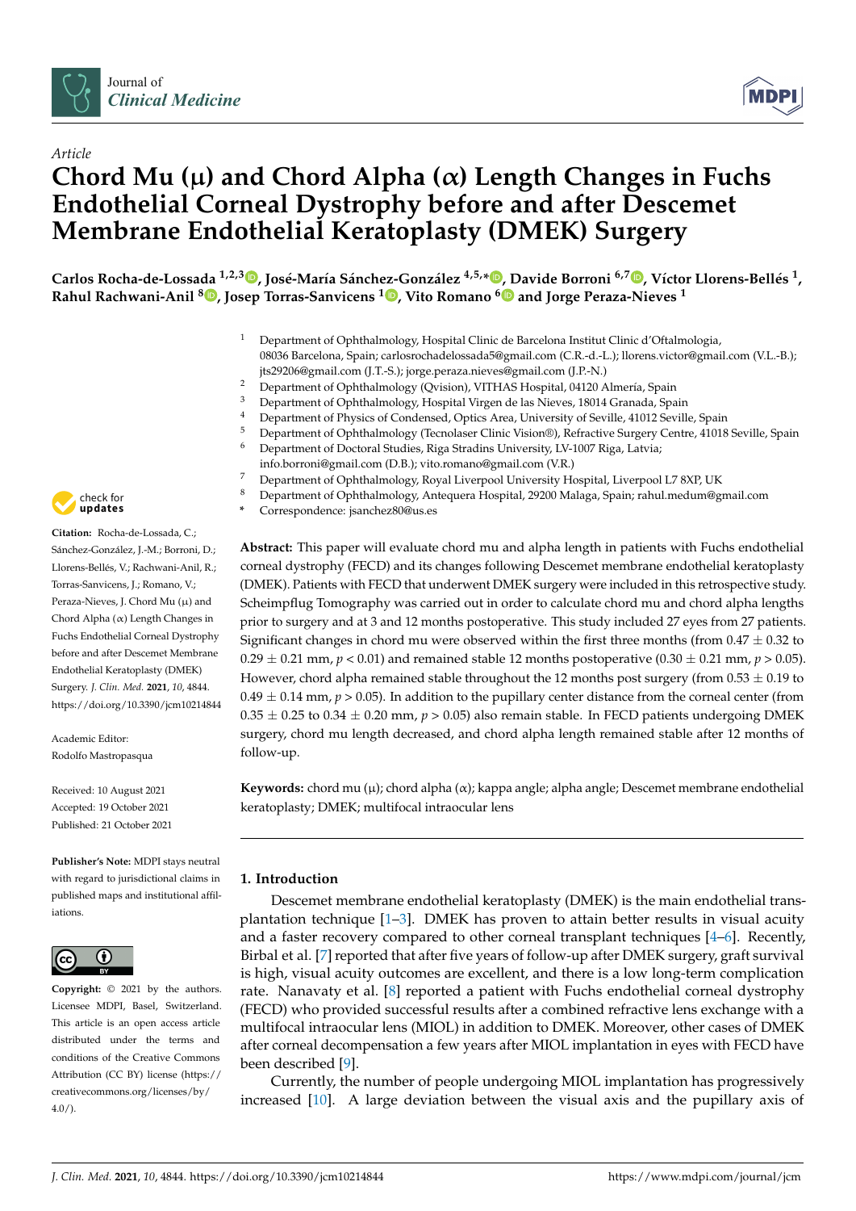*Article*

# Chord Mu (μ) and Chord Alpha (α) Length Changes in Fuchs Endothelial Corneal Dystrophy before and after Descemet Membrane Endothelial Keratoplasty (DMEK) Surgery

**Carlos Rocha-de-Lossada [1,2,3], José-María Sánchez-González [4,5,*], Davide Borroni [6,7], Víctor Llorens-Bellés [1], Rahul Rachwani-Anil [8], Josep Torras-Sanvicens [1], Vito Romano [6] and Jorge Peraza-Nieves [1]**

1 Department of Ophthalmology, Hospital Clinic de Barcelona Institut Clinic d'Oftalmologia, 08036 Barcelona, Spain; carlosrochadelossada5@gmail.com (C.R.-d.-L.); llorens.victor@gmail.com (V.L.-B.); jts29206@gmail.com (J.T.-S.); jorge.peraza.nieves@gmail.com (J.P.-N.)
2 Department of Ophthalmology (Qvision), VITHAS Hospital, 04120 Almería, Spain
3 Department of Ophthalmology, Hospital Virgen de las Nieves, 18014 Granada, Spain
4 Department of Physics of Condensed, Optics Area, University of Seville, 41012 Seville, Spain
5 Department of Ophthalmology (Tecnolaser Clinic Vision®), Refractive Surgery Centre, 41018 Seville, Spain
6 Department of Doctoral Studies, Riga Stradins University, LV-1007 Riga, Latvia; info.borroni@gmail.com (D.B.); vito.romano@gmail.com (V.R.)
7 Department of Ophthalmology, Royal Liverpool University Hospital, Liverpool L7 8XP, UK
8 Department of Ophthalmology, Antequera Hospital, 29200 Malaga, Spain; rahul.medum@gmail.com
* Correspondence: jsanchez80@us.es

**Citation:** Rocha-de-Lossada, C.; Sánchez-González, J.-M.; Borroni, D.; Llorens-Bellés, V.; Rachwani-Anil, R.; Torras-Sanvicens, J.; Romano, V.; Peraza-Nieves, J. Chord Mu (μ) and Chord Alpha (α) Length Changes in Fuchs Endothelial Corneal Dystrophy before and after Descemet Membrane Endothelial Keratoplasty (DMEK) Surgery. *J. Clin. Med.* **2021**, *10*, 4844. https://doi.org/10.3390/jcm10214844

Academic Editor: Rodolfo Mastropasqua

Received: 10 August 2021
Accepted: 19 October 2021
Published: 21 October 2021

**Publisher's Note:** MDPI stays neutral with regard to jurisdictional claims in published maps and institutional affiliations.

**Copyright:** © 2021 by the authors. Licensee MDPI, Basel, Switzerland. This article is an open access article distributed under the terms and conditions of the Creative Commons Attribution (CC BY) license (https://creativecommons.org/licenses/by/4.0/).

**Abstract:** This paper will evaluate chord mu and alpha length in patients with Fuchs endothelial corneal dystrophy (FECD) and its changes following Descemet membrane endothelial keratoplasty (DMEK). Patients with FECD that underwent DMEK surgery were included in this retrospective study. Scheimpflug Tomography was carried out in order to calculate chord mu and chord alpha lengths prior to surgery and at 3 and 12 months postoperative. This study included 27 eyes from 27 patients. Significant changes in chord mu were observed within the first three months (from 0.47 ± 0.32 to 0.29 ± 0.21 mm, $p < 0.01$) and remained stable 12 months postoperative (0.30 ± 0.21 mm, $p > 0.05$). However, chord alpha remained stable throughout the 12 months post surgery (from 0.53 ± 0.19 to 0.49 ± 0.14 mm, $p > 0.05$). In addition to the pupillary center distance from the corneal center (from 0.35 ± 0.25 to 0.34 ± 0.20 mm, $p > 0.05$) also remain stable. In FECD patients undergoing DMEK surgery, chord mu length decreased, and chord alpha length remained stable after 12 months of follow-up.

**Keywords:** chord mu (μ); chord alpha (α); kappa angle; alpha angle; Descemet membrane endothelial keratoplasty; DMEK; multifocal intraocular lens

## 1. Introduction

Descemet membrane endothelial keratoplasty (DMEK) is the main endothelial transplantation technique [1–3]. DMEK has proven to attain better results in visual acuity and a faster recovery compared to other corneal transplant techniques [4–6]. Recently, Birbal et al. [7] reported that after five years of follow-up after DMEK surgery, graft survival is high, visual acuity outcomes are excellent, and there is a low long-term complication rate. Nanavaty et al. [8] reported a patient with Fuchs endothelial corneal dystrophy (FECD) who provided successful results after a combined refractive lens exchange with a multifocal intraocular lens (MIOL) in addition to DMEK. Moreover, other cases of DMEK after corneal decompensation a few years after MIOL implantation in eyes with FECD have been described [9].

Currently, the number of people undergoing MIOL implantation has progressively increased [10]. A large deviation between the visual axis and the pupillary axis of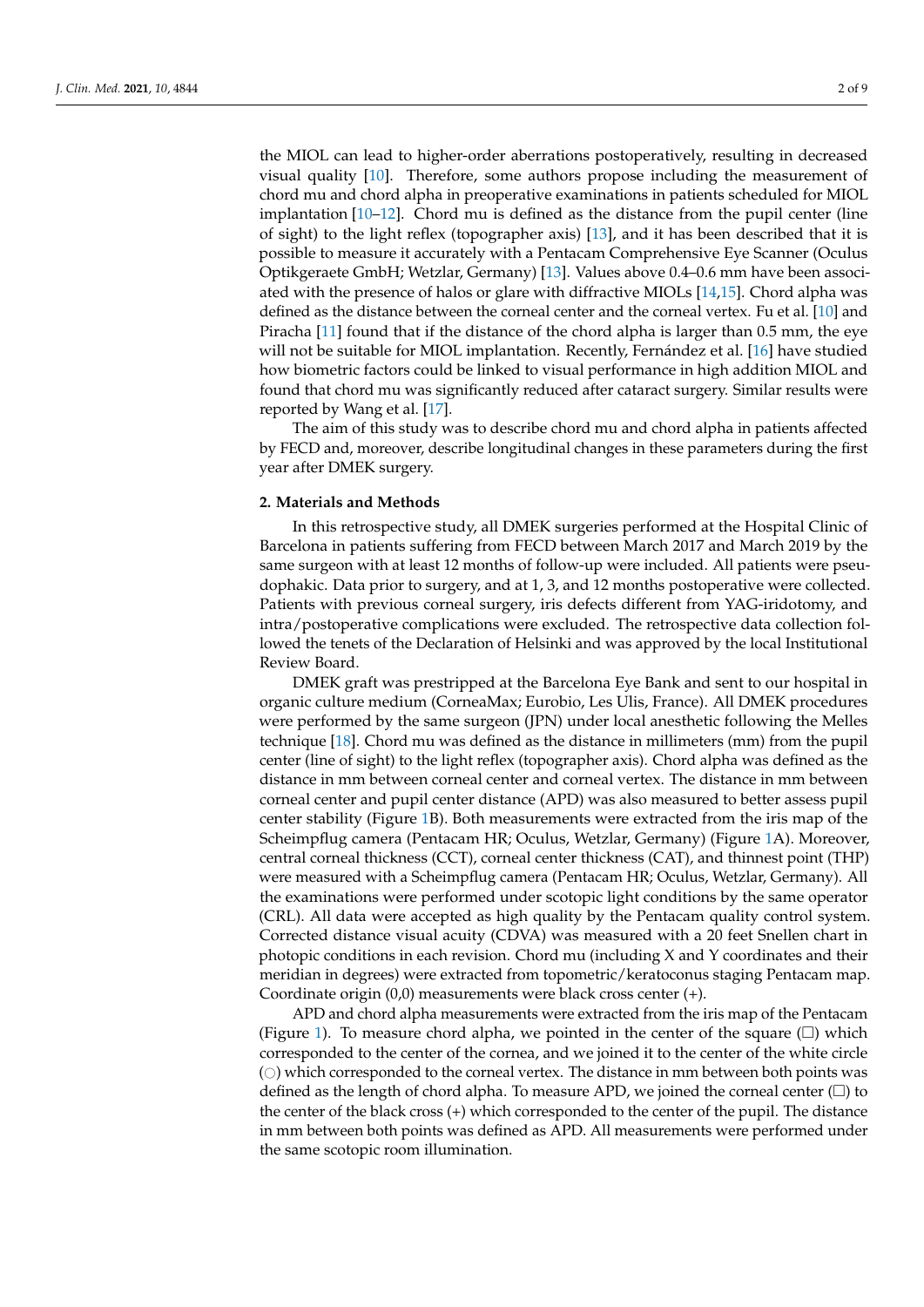the MIOL can lead to higher-order aberrations postoperatively, resulting in decreased visual quality [10]. Therefore, some authors propose including the measurement of chord mu and chord alpha in preoperative examinations in patients scheduled for MIOL implantation [10–12]. Chord mu is defined as the distance from the pupil center (line of sight) to the light reflex (topographer axis) [13], and it has been described that it is possible to measure it accurately with a Pentacam Comprehensive Eye Scanner (Oculus Optikgeraete GmbH; Wetzlar, Germany) [13]. Values above 0.4–0.6 mm have been associated with the presence of halos or glare with diffractive MIOLs [14,15]. Chord alpha was defined as the distance between the corneal center and the corneal vertex. Fu et al. [10] and Piracha [11] found that if the distance of the chord alpha is larger than 0.5 mm, the eye will not be suitable for MIOL implantation. Recently, Fernández et al. [16] have studied how biometric factors could be linked to visual performance in high addition MIOL and found that chord mu was significantly reduced after cataract surgery. Similar results were reported by Wang et al. [17].

The aim of this study was to describe chord mu and chord alpha in patients affected by FECD and, moreover, describe longitudinal changes in these parameters during the first year after DMEK surgery.

## 2. Materials and Methods

In this retrospective study, all DMEK surgeries performed at the Hospital Clinic of Barcelona in patients suffering from FECD between March 2017 and March 2019 by the same surgeon with at least 12 months of follow-up were included. All patients were pseudophakic. Data prior to surgery, and at 1, 3, and 12 months postoperative were collected. Patients with previous corneal surgery, iris defects different from YAG-iridotomy, and intra/postoperative complications were excluded. The retrospective data collection followed the tenets of the Declaration of Helsinki and was approved by the local Institutional Review Board.

DMEK graft was prestripped at the Barcelona Eye Bank and sent to our hospital in organic culture medium (CorneaMax; Eurobio, Les Ulis, France). All DMEK procedures were performed by the same surgeon (JPN) under local anesthetic following the Melles technique [18]. Chord mu was defined as the distance in millimeters (mm) from the pupil center (line of sight) to the light reflex (topographer axis). Chord alpha was defined as the distance in mm between corneal center and corneal vertex. The distance in mm between corneal center and pupil center distance (APD) was also measured to better assess pupil center stability (Figure 1B). Both measurements were extracted from the iris map of the Scheimpflug camera (Pentacam HR; Oculus, Wetzlar, Germany) (Figure 1A). Moreover, central corneal thickness (CCT), corneal center thickness (CAT), and thinnest point (THP) were measured with a Scheimpflug camera (Pentacam HR; Oculus, Wetzlar, Germany). All the examinations were performed under scotopic light conditions by the same operator (CRL). All data were accepted as high quality by the Pentacam quality control system. Corrected distance visual acuity (CDVA) was measured with a 20 feet Snellen chart in photopic conditions in each revision. Chord mu (including X and Y coordinates and their meridian in degrees) were extracted from topometric/keratoconus staging Pentacam map. Coordinate origin (0,0) measurements were black cross center (+).

APD and chord alpha measurements were extracted from the iris map of the Pentacam (Figure 1). To measure chord alpha, we pointed in the center of the square (□) which corresponded to the center of the cornea, and we joined it to the center of the white circle (○) which corresponded to the corneal vertex. The distance in mm between both points was defined as the length of chord alpha. To measure APD, we joined the corneal center (□) to the center of the black cross (+) which corresponded to the center of the pupil. The distance in mm between both points was defined as APD. All measurements were performed under the same scotopic room illumination.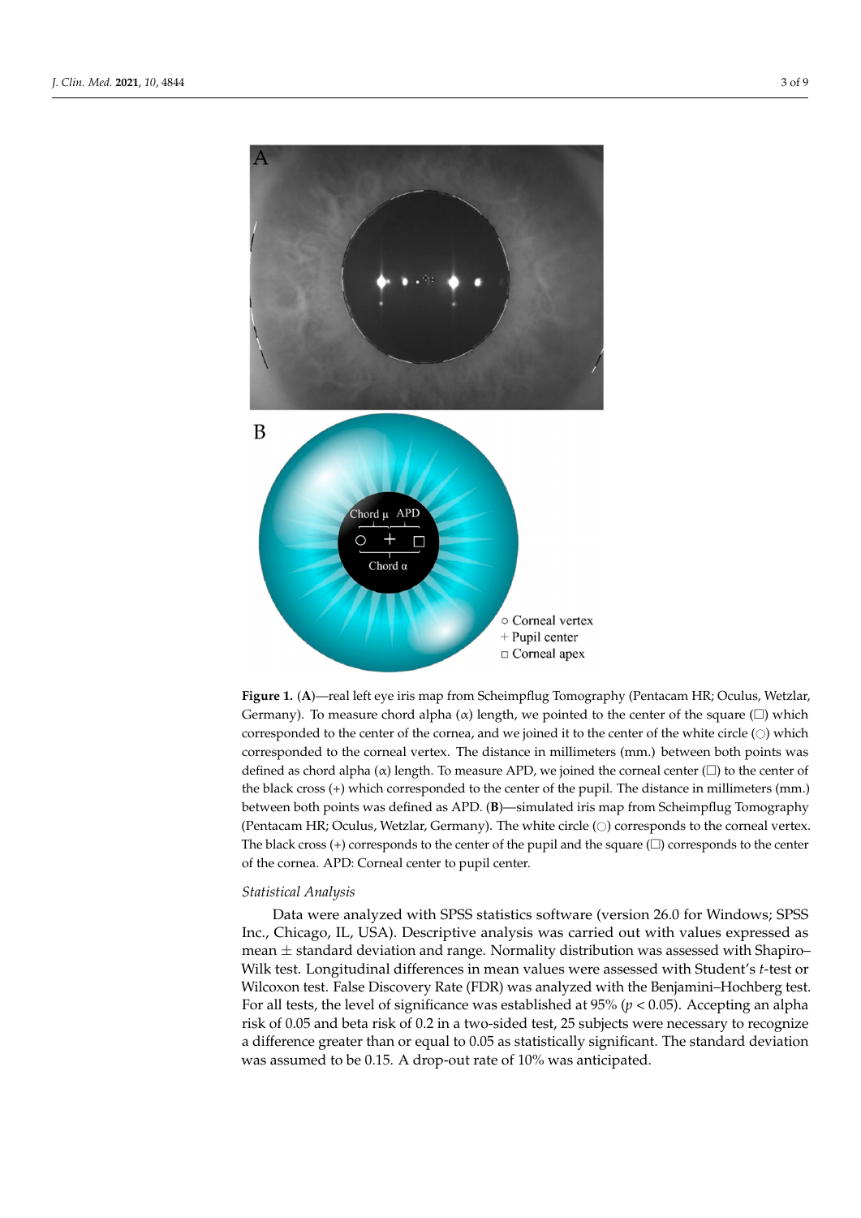A

B

Chord μ APD

Chord α

○ Corneal vertex
+ Pupil center
□ Corneal apex

**Figure 1.** (**A**)—real left eye iris map from Scheimpflug Tomography (Pentacam HR; Oculus, Wetzlar, Germany). To measure chord alpha (α) length, we pointed to the center of the square (□) which corresponded to the center of the cornea, and we joined it to the center of the white circle (○) which corresponded to the corneal vertex. The distance in millimeters (mm.) between both points was defined as chord alpha (α) length. To measure APD, we joined the corneal center (□) to the center of the black cross (+) which corresponded to the center of the pupil. The distance in millimeters (mm.) between both points was defined as APD. (**B**)—simulated iris map from Scheimpflug Tomography (Pentacam HR; Oculus, Wetzlar, Germany). The white circle (○) corresponds to the corneal vertex. The black cross (+) corresponds to the center of the pupil and the square (□) corresponds to the center of the cornea. APD: Corneal center to pupil center.

*Statistical Analysis*

Data were analyzed with SPSS statistics software (version 26.0 for Windows; SPSS Inc., Chicago, IL, USA). Descriptive analysis was carried out with values expressed as mean ± standard deviation and range. Normality distribution was assessed with Shapiro–Wilk test. Longitudinal differences in mean values were assessed with Student's *t*-test or Wilcoxon test. False Discovery Rate (FDR) was analyzed with the Benjamini–Hochberg test. For all tests, the level of significance was established at 95% ($p < 0.05$). Accepting an alpha risk of 0.05 and beta risk of 0.2 in a two-sided test, 25 subjects were necessary to recognize a difference greater than or equal to 0.05 as statistically significant. The standard deviation was assumed to be 0.15. A drop-out rate of 10% was anticipated.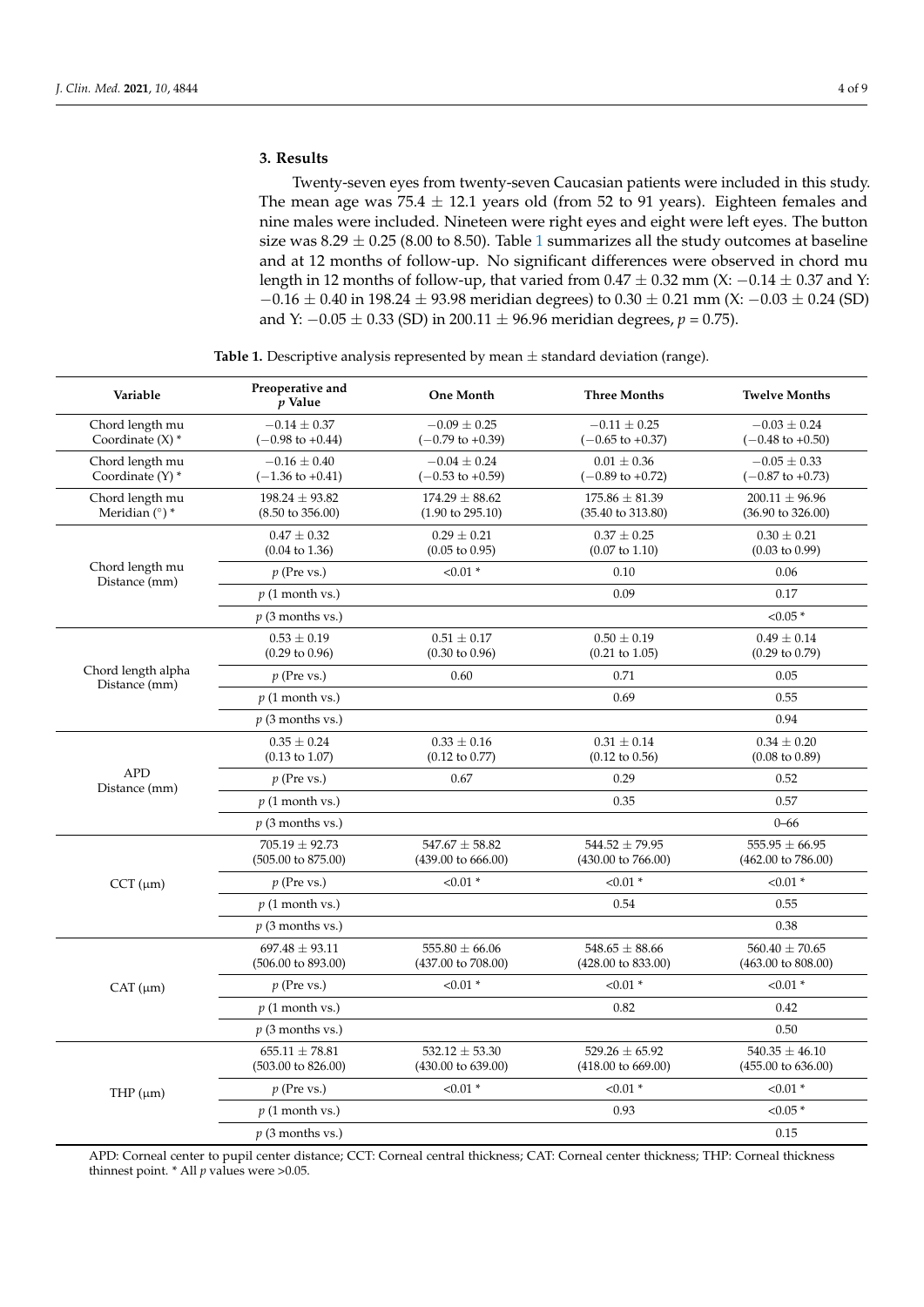## 3. Results

Twenty-seven eyes from twenty-seven Caucasian patients were included in this study. The mean age was 75.4 ± 12.1 years old (from 52 to 91 years). Eighteen females and nine males were included. Nineteen were right eyes and eight were left eyes. The button size was 8.29 ± 0.25 (8.00 to 8.50). Table 1 summarizes all the study outcomes at baseline and at 12 months of follow-up. No significant differences were observed in chord mu length in 12 months of follow-up, that varied from 0.47 ± 0.32 mm (X: −0.14 ± 0.37 and Y: −0.16 ± 0.40 in 198.24 ± 93.98 meridian degrees) to 0.30 ± 0.21 mm (X: −0.03 ± 0.24 (SD) and Y: −0.05 ± 0.33 (SD) in 200.11 ± 96.96 meridian degrees, $p = 0.75$).

**Table 1.** Descriptive analysis represented by mean ± standard deviation (range).

| Variable | Preoperative and *p* Value | One Month | Three Months | Twelve Months |
|---|---|---|---|---|
| Chord length mu Coordinate (X) * | −0.14 ± 0.37 (−0.98 to +0.44) | −0.09 ± 0.25 (−0.79 to +0.39) | −0.11 ± 0.25 (−0.65 to +0.37) | −0.03 ± 0.24 (−0.48 to +0.50) |
| Chord length mu Coordinate (Y) * | −0.16 ± 0.40 (−1.36 to +0.41) | −0.04 ± 0.24 (−0.53 to +0.59) | 0.01 ± 0.36 (−0.89 to +0.72) | −0.05 ± 0.33 (−0.87 to +0.73) |
| Chord length mu Meridian (°) * | 198.24 ± 93.82 (8.50 to 356.00) | 174.29 ± 88.62 (1.90 to 295.10) | 175.86 ± 81.39 (35.40 to 313.80) | 200.11 ± 96.96 (36.90 to 326.00) |
| Chord length mu Distance (mm) | 0.47 ± 0.32 (0.04 to 1.36) | 0.29 ± 0.21 (0.05 to 0.95) | 0.37 ± 0.25 (0.07 to 1.10) | 0.30 ± 0.21 (0.03 to 0.99) |
| | *p* (Pre vs.) | <0.01 * | 0.10 | 0.06 |
| | *p* (1 month vs.) | | 0.09 | 0.17 |
| | *p* (3 months vs.) | | | <0.05 * |
| Chord length alpha Distance (mm) | 0.53 ± 0.19 (0.29 to 0.96) | 0.51 ± 0.17 (0.30 to 0.96) | 0.50 ± 0.19 (0.21 to 1.05) | 0.49 ± 0.14 (0.29 to 0.79) |
| | *p* (Pre vs.) | 0.60 | 0.71 | 0.05 |
| | *p* (1 month vs.) | | 0.69 | 0.55 |
| | *p* (3 months vs.) | | | 0.94 |
| APD Distance (mm) | 0.35 ± 0.24 (0.13 to 1.07) | 0.33 ± 0.16 (0.12 to 0.77) | 0.31 ± 0.14 (0.12 to 0.56) | 0.34 ± 0.20 (0.08 to 0.89) |
| | *p* (Pre vs.) | 0.67 | 0.29 | 0.52 |
| | *p* (1 month vs.) | | 0.35 | 0.57 |
| | *p* (3 months vs.) | | | 0–66 |
| CCT (μm) | 705.19 ± 92.73 (505.00 to 875.00) | 547.67 ± 58.82 (439.00 to 666.00) | 544.52 ± 79.95 (430.00 to 766.00) | 555.95 ± 66.95 (462.00 to 786.00) |
| | *p* (Pre vs.) | <0.01 * | <0.01 * | <0.01 * |
| | *p* (1 month vs.) | | 0.54 | 0.55 |
| | *p* (3 months vs.) | | | 0.38 |
| CAT (μm) | 697.48 ± 93.11 (506.00 to 893.00) | 555.80 ± 66.06 (437.00 to 708.00) | 548.65 ± 88.66 (428.00 to 833.00) | 560.40 ± 70.65 (463.00 to 808.00) |
| | *p* (Pre vs.) | <0.01 * | <0.01 * | <0.01 * |
| | *p* (1 month vs.) | | 0.82 | 0.42 |
| | *p* (3 months vs.) | | | 0.50 |
| THP (μm) | 655.11 ± 78.81 (503.00 to 826.00) | 532.12 ± 53.30 (430.00 to 639.00) | 529.26 ± 65.92 (418.00 to 669.00) | 540.35 ± 46.10 (455.00 to 636.00) |
| | *p* (Pre vs.) | <0.01 * | <0.01 * | <0.01 * |
| | *p* (1 month vs.) | | 0.93 | <0.05 * |
| | *p* (3 months vs.) | | | 0.15 |

APD: Corneal center to pupil center distance; CCT: Corneal central thickness; CAT: Corneal center thickness; THP: Corneal thickness thinnest point. * All *p* values were >0.05.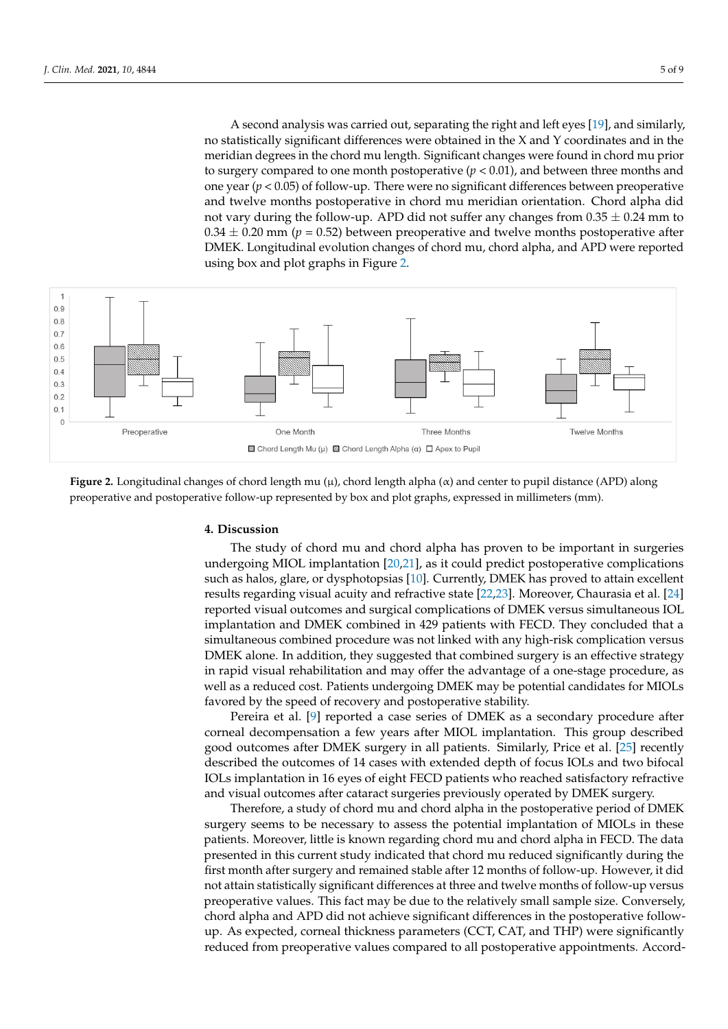A second analysis was carried out, separating the right and left eyes [19], and similarly, no statistically significant differences were obtained in the X and Y coordinates and in the meridian degrees in the chord mu length. Significant changes were found in chord mu prior to surgery compared to one month postoperative ($p < 0.01$), and between three months and one year ($p < 0.05$) of follow-up. There were no significant differences between preoperative and twelve months postoperative in chord mu meridian orientation. Chord alpha did not vary during the follow-up. APD did not suffer any changes from 0.35 ± 0.24 mm to 0.34 ± 0.20 mm ($p = 0.52$) between preoperative and twelve months postoperative after DMEK. Longitudinal evolution changes of chord mu, chord alpha, and APD were reported using box and plot graphs in Figure 2.

1
0.9
0.8
0.7
0.6
0.5
0.4
0.3
0.2
0.1
0

Preoperative
One Month
Three Months
Twelve Months

Chord Length Mu (μ)
Chord Length Alpha (α)
Apex to Pupil

**Figure 2.** Longitudinal changes of chord length mu (μ), chord length alpha (α) and center to pupil distance (APD) along preoperative and postoperative follow-up represented by box and plot graphs, expressed in millimeters (mm).

## 4. Discussion

The study of chord mu and chord alpha has proven to be important in surgeries undergoing MIOL implantation [20,21], as it could predict postoperative complications such as halos, glare, or dysphotopsias [10]. Currently, DMEK has proved to attain excellent results regarding visual acuity and refractive state [22,23]. Moreover, Chaurasia et al. [24] reported visual outcomes and surgical complications of DMEK versus simultaneous IOL implantation and DMEK combined in 429 patients with FECD. They concluded that a simultaneous combined procedure was not linked with any high-risk complication versus DMEK alone. In addition, they suggested that combined surgery is an effective strategy in rapid visual rehabilitation and may offer the advantage of a one-stage procedure, as well as a reduced cost. Patients undergoing DMEK may be potential candidates for MIOLs favored by the speed of recovery and postoperative stability.

Pereira et al. [9] reported a case series of DMEK as a secondary procedure after corneal decompensation a few years after MIOL implantation. This group described good outcomes after DMEK surgery in all patients. Similarly, Price et al. [25] recently described the outcomes of 14 cases with extended depth of focus IOLs and two bifocal IOLs implantation in 16 eyes of eight FECD patients who reached satisfactory refractive and visual outcomes after cataract surgeries previously operated by DMEK surgery.

Therefore, a study of chord mu and chord alpha in the postoperative period of DMEK surgery seems to be necessary to assess the potential implantation of MIOLs in these patients. Moreover, little is known regarding chord mu and chord alpha in FECD. The data presented in this current study indicated that chord mu reduced significantly during the first month after surgery and remained stable after 12 months of follow-up. However, it did not attain statistically significant differences at three and twelve months of follow-up versus preoperative values. This fact may be due to the relatively small sample size. Conversely, chord alpha and APD did not achieve significant differences in the postoperative follow-up. As expected, corneal thickness parameters (CCT, CAT, and THP) were significantly reduced from preoperative values compared to all postoperative appointments. Accord-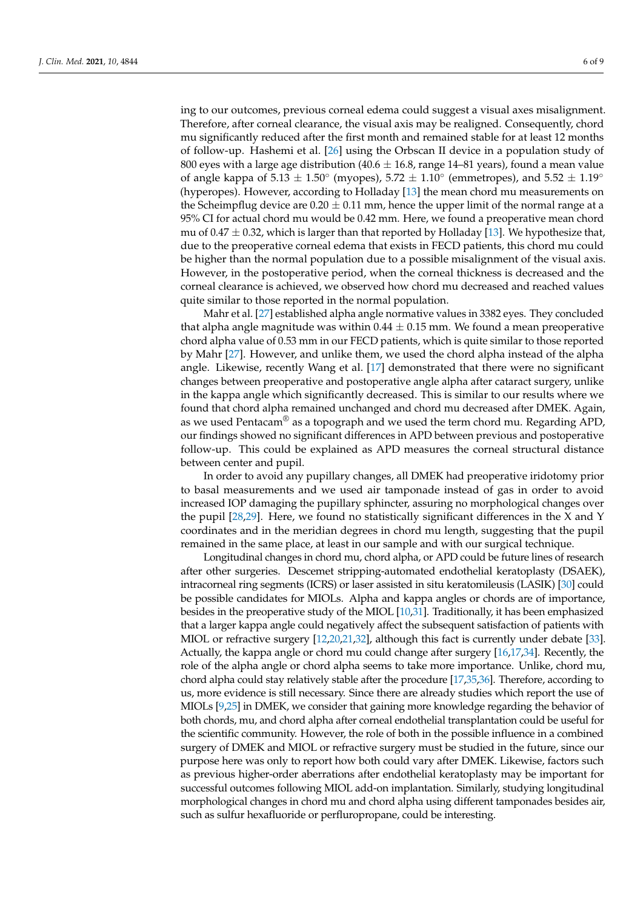ing to our outcomes, previous corneal edema could suggest a visual axes misalignment. Therefore, after corneal clearance, the visual axis may be realigned. Consequently, chord mu significantly reduced after the first month and remained stable for at least 12 months of follow-up. Hashemi et al. [26] using the Orbscan II device in a population study of 800 eyes with a large age distribution (40.6 ± 16.8, range 14–81 years), found a mean value of angle kappa of 5.13 ± 1.50° (myopes), 5.72 ± 1.10° (emmetropes), and 5.52 ± 1.19° (hyperopes). However, according to Holladay [13] the mean chord mu measurements on the Scheimpflug device are 0.20 ± 0.11 mm, hence the upper limit of the normal range at a 95% CI for actual chord mu would be 0.42 mm. Here, we found a preoperative mean chord mu of 0.47 ± 0.32, which is larger than that reported by Holladay [13]. We hypothesize that, due to the preoperative corneal edema that exists in FECD patients, this chord mu could be higher than the normal population due to a possible misalignment of the visual axis. However, in the postoperative period, when the corneal thickness is decreased and the corneal clearance is achieved, we observed how chord mu decreased and reached values quite similar to those reported in the normal population.

Mahr et al. [27] established alpha angle normative values in 3382 eyes. They concluded that alpha angle magnitude was within 0.44 ± 0.15 mm. We found a mean preoperative chord alpha value of 0.53 mm in our FECD patients, which is quite similar to those reported by Mahr [27]. However, and unlike them, we used the chord alpha instead of the alpha angle. Likewise, recently Wang et al. [17] demonstrated that there were no significant changes between preoperative and postoperative angle alpha after cataract surgery, unlike in the kappa angle which significantly decreased. This is similar to our results where we found that chord alpha remained unchanged and chord mu decreased after DMEK. Again, as we used Pentacam® as a topograph and we used the term chord mu. Regarding APD, our findings showed no significant differences in APD between previous and postoperative follow-up. This could be explained as APD measures the corneal structural distance between center and pupil.

In order to avoid any pupillary changes, all DMEK had preoperative iridotomy prior to basal measurements and we used air tamponade instead of gas in order to avoid increased IOP damaging the pupillary sphincter, assuring no morphological changes over the pupil [28,29]. Here, we found no statistically significant differences in the X and Y coordinates and in the meridian degrees in chord mu length, suggesting that the pupil remained in the same place, at least in our sample and with our surgical technique.

Longitudinal changes in chord mu, chord alpha, or APD could be future lines of research after other surgeries. Descemet stripping-automated endothelial keratoplasty (DSAEK), intracorneal ring segments (ICRS) or laser assisted in situ keratomileusis (LASIK) [30] could be possible candidates for MIOLs. Alpha and kappa angles or chords are of importance, besides in the preoperative study of the MIOL [10,31]. Traditionally, it has been emphasized that a larger kappa angle could negatively affect the subsequent satisfaction of patients with MIOL or refractive surgery [12,20,21,32], although this fact is currently under debate [33]. Actually, the kappa angle or chord mu could change after surgery [16,17,34]. Recently, the role of the alpha angle or chord alpha seems to take more importance. Unlike, chord mu, chord alpha could stay relatively stable after the procedure [17,35,36]. Therefore, according to us, more evidence is still necessary. Since there are already studies which report the use of MIOLs [9,25] in DMEK, we consider that gaining more knowledge regarding the behavior of both chords, mu, and chord alpha after corneal endothelial transplantation could be useful for the scientific community. However, the role of both in the possible influence in a combined surgery of DMEK and MIOL or refractive surgery must be studied in the future, since our purpose here was only to report how both could vary after DMEK. Likewise, factors such as previous higher-order aberrations after endothelial keratoplasty may be important for successful outcomes following MIOL add-on implantation. Similarly, studying longitudinal morphological changes in chord mu and chord alpha using different tamponades besides air, such as sulfur hexafluoride or perfluropropane, could be interesting.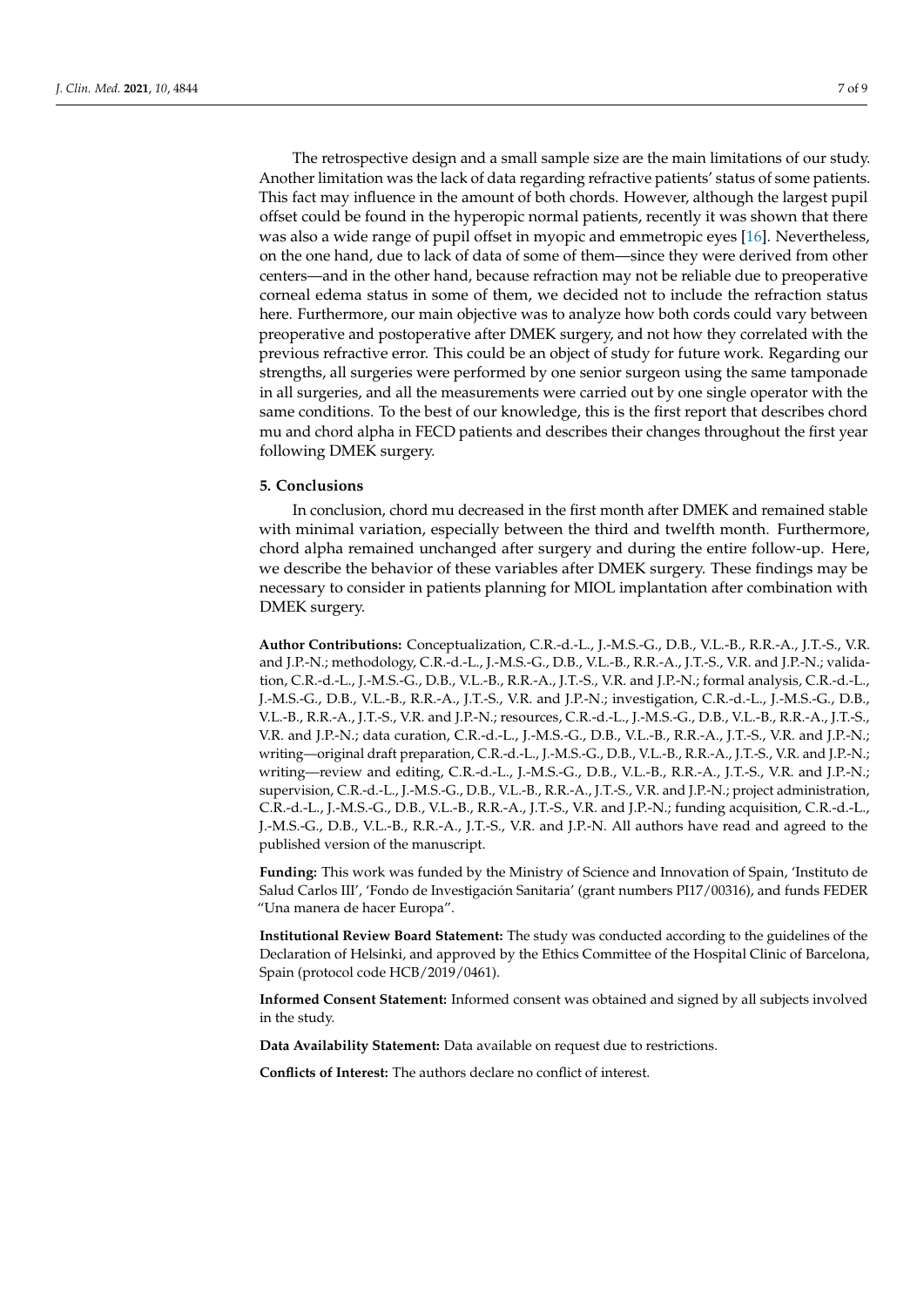The retrospective design and a small sample size are the main limitations of our study. Another limitation was the lack of data regarding refractive patients' status of some patients. This fact may influence in the amount of both chords. However, although the largest pupil offset could be found in the hyperopic normal patients, recently it was shown that there was also a wide range of pupil offset in myopic and emmetropic eyes [16]. Nevertheless, on the one hand, due to lack of data of some of them—since they were derived from other centers—and in the other hand, because refraction may not be reliable due to preoperative corneal edema status in some of them, we decided not to include the refraction status here. Furthermore, our main objective was to analyze how both cords could vary between preoperative and postoperative after DMEK surgery, and not how they correlated with the previous refractive error. This could be an object of study for future work. Regarding our strengths, all surgeries were performed by one senior surgeon using the same tamponade in all surgeries, and all the measurements were carried out by one single operator with the same conditions. To the best of our knowledge, this is the first report that describes chord mu and chord alpha in FECD patients and describes their changes throughout the first year following DMEK surgery.

## 5. Conclusions

In conclusion, chord mu decreased in the first month after DMEK and remained stable with minimal variation, especially between the third and twelfth month. Furthermore, chord alpha remained unchanged after surgery and during the entire follow-up. Here, we describe the behavior of these variables after DMEK surgery. These findings may be necessary to consider in patients planning for MIOL implantation after combination with DMEK surgery.

**Author Contributions:** Conceptualization, C.R.-d.-L., J.-M.S.-G., D.B., V.L.-B., R.R.-A., J.T.-S., V.R. and J.P.-N.; methodology, C.R.-d.-L., J.-M.S.-G., D.B., V.L.-B., R.R.-A., J.T.-S., V.R. and J.P.-N.; validation, C.R.-d.-L., J.-M.S.-G., D.B., V.L.-B., R.R.-A., J.T.-S., V.R. and J.P.-N.; formal analysis, C.R.-d.-L., J.-M.S.-G., D.B., V.L.-B., R.R.-A., J.T.-S., V.R. and J.P.-N.; investigation, C.R.-d.-L., J.-M.S.-G., D.B., V.L.-B., R.R.-A., J.T.-S., V.R. and J.P.-N.; resources, C.R.-d.-L., J.-M.S.-G., D.B., V.L.-B., R.R.-A., J.T.-S., V.R. and J.P.-N.; data curation, C.R.-d.-L., J.-M.S.-G., D.B., V.L.-B., R.R.-A., J.T.-S., V.R. and J.P.-N.; writing—original draft preparation, C.R.-d.-L., J.-M.S.-G., D.B., V.L.-B., R.R.-A., J.T.-S., V.R. and J.P.-N.; writing—review and editing, C.R.-d.-L., J.-M.S.-G., D.B., V.L.-B., R.R.-A., J.T.-S., V.R. and J.P.-N.; supervision, C.R.-d.-L., J.-M.S.-G., D.B., V.L.-B., R.R.-A., J.T.-S., V.R. and J.P.-N.; project administration, C.R.-d.-L., J.-M.S.-G., D.B., V.L.-B., R.R.-A., J.T.-S., V.R. and J.P.-N.; funding acquisition, C.R.-d.-L., J.-M.S.-G., D.B., V.L.-B., R.R.-A., J.T.-S., V.R. and J.P.-N. All authors have read and agreed to the published version of the manuscript.

**Funding:** This work was funded by the Ministry of Science and Innovation of Spain, 'Instituto de Salud Carlos III', 'Fondo de Investigación Sanitaria' (grant numbers PI17/00316), and funds FEDER "Una manera de hacer Europa".

**Institutional Review Board Statement:** The study was conducted according to the guidelines of the Declaration of Helsinki, and approved by the Ethics Committee of the Hospital Clinic of Barcelona, Spain (protocol code HCB/2019/0461).

**Informed Consent Statement:** Informed consent was obtained and signed by all subjects involved in the study.

**Data Availability Statement:** Data available on request due to restrictions.

**Conflicts of Interest:** The authors declare no conflict of interest.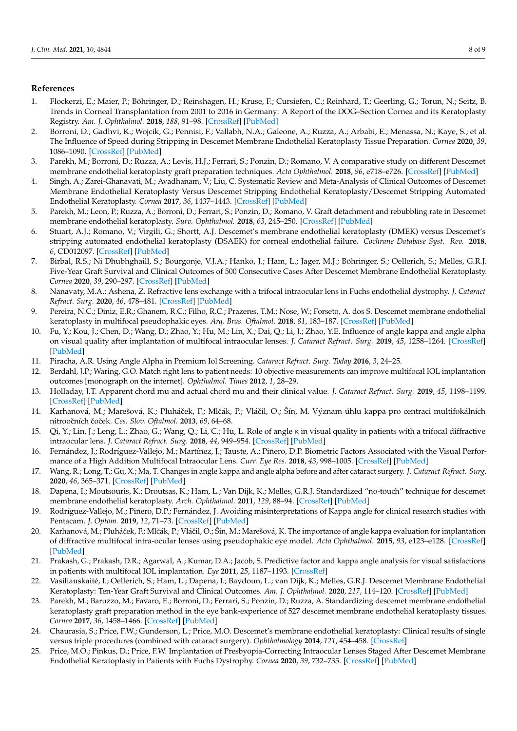## References

1. Flockerzi, E.; Maier, P.; Böhringer, D.; Reinshagen, H.; Kruse, F.; Cursiefen, C.; Reinhard, T.; Geerling, G.; Torun, N.; Seitz, B. Trends in Corneal Transplantation from 2001 to 2016 in Germany: A Report of the DOG–Section Cornea and its Keratoplasty Registry. *Am. J. Ophthalmol.* **2018**, *188*, 91–98. [CrossRef] [PubMed]
2. Borroni, D.; Gadhvi, K.; Wojcik, G.; Pennisi, F.; Vallabh, N.A.; Galeone, A.; Ruzza, A.; Arbabi, E.; Menassa, N.; Kaye, S.; et al. The Influence of Speed during Stripping in Descemet Membrane Endothelial Keratoplasty Tissue Preparation. *Cornea* **2020**, *39*, 1086–1090. [CrossRef] [PubMed]
3. Parekh, M.; Borroni, D.; Ruzza, A.; Levis, H.J.; Ferrari, S.; Ponzin, D.; Romano, V. A comparative study on different Descemet membrane endothelial keratoplasty graft preparation techniques. *Acta Ophthalmol.* **2018**, *96*, e718–e726. [CrossRef] [PubMed]
4. Singh, A.; Zarei-Ghanavati, M.; Avadhanam, V.; Liu, C. Systematic Review and Meta-Analysis of Clinical Outcomes of Descemet Membrane Endothelial Keratoplasty Versus Descemet Stripping Endothelial Keratoplasty/Descemet Stripping Automated Endothelial Keratoplasty. *Cornea* **2017**, *36*, 1437–1443. [CrossRef] [PubMed]
5. Parekh, M.; Leon, P.; Ruzza, A.; Borroni, D.; Ferrari, S.; Ponzin, D.; Romano, V. Graft detachment and rebubbling rate in Descemet membrane endothelial keratoplasty. *Surv. Ophthalmol.* **2018**, *63*, 245–250. [CrossRef] [PubMed]
6. Stuart, A.J.; Romano, V.; Virgili, G.; Shortt, A.J. Descemet's membrane endothelial keratoplasty (DMEK) versus Descemet's stripping automated endothelial keratoplasty (DSAEK) for corneal endothelial failure. *Cochrane Database Syst. Rev.* **2018**, *6*, CD012097. [CrossRef] [PubMed]
7. Birbal, R.S.; Ni Dhubhghaill, S.; Bourgonje, V.J.A.; Hanko, J.; Ham, L.; Jager, M.J.; Böhringer, S.; Oellerich, S.; Melles, G.R.J. Five-Year Graft Survival and Clinical Outcomes of 500 Consecutive Cases After Descemet Membrane Endothelial Keratoplasty. *Cornea* **2020**, *39*, 290–297. [CrossRef] [PubMed]
8. Nanavaty, M.A.; Ashena, Z. Refractive lens exchange with a trifocal intraocular lens in Fuchs endothelial dystrophy. *J. Cataract Refract. Surg.* **2020**, *46*, 478–481. [CrossRef] [PubMed]
9. Pereira, N.C.; Diniz, E.R.; Ghanem, R.C.; Filho, R.C.; Prazeres, T.M.; Nose, W.; Forseto, A. dos S. Descemet membrane endothelial keratoplasty in multifocal pseudophakic eyes. *Arq. Bras. Oftalmol.* **2018**, *81*, 183–187. [CrossRef] [PubMed]
10. Fu, Y.; Kou, J.; Chen, D.; Wang, D.; Zhao, Y.; Hu, M.; Lin, X.; Dai, Q.; Li, J.; Zhao, Y.E. Influence of angle kappa and angle alpha on visual quality after implantation of multifocal intraocular lenses. *J. Cataract Refract. Surg.* **2019**, *45*, 1258–1264. [CrossRef] [PubMed]
11. Piracha, A.R. Using Angle Alpha in Premium Iol Screening. *Cataract Refract. Surg. Today* **2016**, *3*, 24–25.
12. Berdahl, J.P.; Waring, G.O. Match right lens to patient needs: 10 objective measurements can improve multifocal IOL implantation outcomes [monograph on the internet]. *Ophthalmol. Times* **2012**, *1*, 28–29.
13. Holladay, J.T. Apparent chord mu and actual chord mu and their clinical value. *J. Cataract Refract. Surg.* **2019**, *45*, 1198–1199. [CrossRef] [PubMed]
14. Karhanová, M.; Marešová, K.; Pluháček, F.; Mlčák, P.; Vláčil, O.; Šín, M. Význam úhlu kappa pro centraci multifokálních nitroočních čoček. *Ces. Slov. Oftalmol.* **2013**, *69*, 64–68.
15. Qi, Y.; Lin, J.; Leng, L.; Zhao, G.; Wang, Q.; Li, C.; Hu, L. Role of angle κ in visual quality in patients with a trifocal diffractive intraocular lens. *J. Cataract Refract. Surg.* **2018**, *44*, 949–954. [CrossRef] [PubMed]
16. Fernández, J.; Rodríguez-Vallejo, M.; Martínez, J.; Tauste, A.; Piñero, D.P. Biometric Factors Associated with the Visual Performance of a High Addition Multifocal Intraocular Lens. *Curr. Eye Res.* **2018**, *43*, 998–1005. [CrossRef] [PubMed]
17. Wang, R.; Long, T.; Gu, X.; Ma, T. Changes in angle kappa and angle alpha before and after cataract surgery. *J. Cataract Refract. Surg.* **2020**, *46*, 365–371. [CrossRef] [PubMed]
18. Dapena, I.; Moutsouris, K.; Droutsas, K.; Ham, L.; Van Dijk, K.; Melles, G.R.J. Standardized "no-touch" technique for descemet membrane endothelial keratoplasty. *Arch. Ophthalmol.* **2011**, *129*, 88–94. [CrossRef] [PubMed]
19. Rodríguez-Vallejo, M.; Piñero, D.P.; Fernández, J. Avoiding misinterpretations of Kappa angle for clinical research studies with Pentacam. *J. Optom.* **2019**, *12*, 71–73. [CrossRef] [PubMed]
20. Karhanová, M.; Pluháček, F.; Mlčák, P.; Vláčil, O.; Šín, M.; Marešová, K. The importance of angle kappa evaluation for implantation of diffractive multifocal intra-ocular lenses using pseudophakic eye model. *Acta Ophthalmol.* **2015**, *93*, e123–e128. [CrossRef] [PubMed]
21. Prakash, G.; Prakash, D.R.; Agarwal, A.; Kumar, D.A.; Jacob, S. Predictive factor and kappa angle analysis for visual satisfactions in patients with multifocal IOL implantation. *Eye* **2011**, *25*, 1187–1193. [CrossRef]
22. Vasiliauskaitė, I.; Oellerich, S.; Ham, L.; Dapena, I.; Baydoun, L.; van Dijk, K.; Melles, G.R.J. Descemet Membrane Endothelial Keratoplasty: Ten-Year Graft Survival and Clinical Outcomes. *Am. J. Ophthalmol.* **2020**, *217*, 114–120. [CrossRef] [PubMed]
23. Parekh, M.; Baruzzo, M.; Favaro, E.; Borroni, D.; Ferrari, S.; Ponzin, D.; Ruzza, A. Standardizing descemet membrane endothelial keratoplasty graft preparation method in the eye bank-experience of 527 descemet membrane endothelial keratoplasty tissues. *Cornea* **2017**, *36*, 1458–1466. [CrossRef] [PubMed]
24. Chaurasia, S.; Price, F.W.; Gunderson, L.; Price, M.O. Descemet's membrane endothelial keratoplasty: Clinical results of single versus triple procedures (combined with cataract surgery). *Ophthalmology* **2014**, *121*, 454–458. [CrossRef]
25. Price, M.O.; Pinkus, D.; Price, F.W. Implantation of Presbyopia-Correcting Intraocular Lenses Staged After Descemet Membrane Endothelial Keratoplasty in Patients with Fuchs Dystrophy. *Cornea* **2020**, *39*, 732–735. [CrossRef] [PubMed]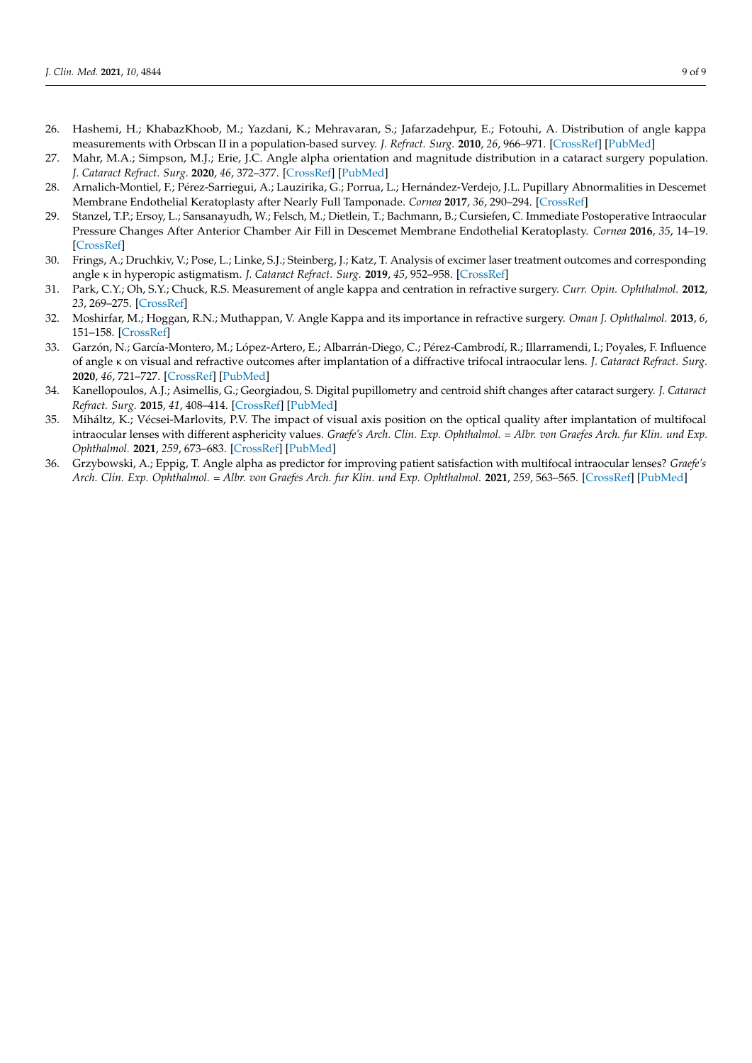26. Hashemi, H.; KhabazKhoob, M.; Yazdani, K.; Mehravaran, S.; Jafarzadehpur, E.; Fotouhi, A. Distribution of angle kappa measurements with Orbscan II in a population-based survey. *J. Refract. Surg.* **2010**, *26*, 966–971. [CrossRef] [PubMed]
27. Mahr, M.A.; Simpson, M.J.; Erie, J.C. Angle alpha orientation and magnitude distribution in a cataract surgery population. *J. Cataract Refract. Surg.* **2020**, *46*, 372–377. [CrossRef] [PubMed]
28. Arnalich-Montiel, F.; Pérez-Sarriegui, A.; Lauzirika, G.; Porrua, L.; Hernández-Verdejo, J.L. Pupillary Abnormalities in Descemet Membrane Endothelial Keratoplasty after Nearly Full Tamponade. *Cornea* **2017**, *36*, 290–294. [CrossRef]
29. Stanzel, T.P.; Ersoy, L.; Sansanayudh, W.; Felsch, M.; Dietlein, T.; Bachmann, B.; Cursiefen, C. Immediate Postoperative Intraocular Pressure Changes After Anterior Chamber Air Fill in Descemet Membrane Endothelial Keratoplasty. *Cornea* **2016**, *35*, 14–19. [CrossRef]
30. Frings, A.; Druchkiv, V.; Pose, L.; Linke, S.J.; Steinberg, J.; Katz, T. Analysis of excimer laser treatment outcomes and corresponding angle κ in hyperopic astigmatism. *J. Cataract Refract. Surg.* **2019**, *45*, 952–958. [CrossRef]
31. Park, C.Y.; Oh, S.Y.; Chuck, R.S. Measurement of angle kappa and centration in refractive surgery. *Curr. Opin. Ophthalmol.* **2012**, *23*, 269–275. [CrossRef]
32. Moshirfar, M.; Hoggan, R.N.; Muthappan, V. Angle Kappa and its importance in refractive surgery. *Oman J. Ophthalmol.* **2013**, *6*, 151–158. [CrossRef]
33. Garzón, N.; García-Montero, M.; López-Artero, E.; Albarrán-Diego, C.; Pérez-Cambrodí, R.; Illarramendi, I.; Poyales, F. Influence of angle κ on visual and refractive outcomes after implantation of a diffractive trifocal intraocular lens. *J. Cataract Refract. Surg.* **2020**, *46*, 721–727. [CrossRef] [PubMed]
34. Kanellopoulos, A.J.; Asimellis, G.; Georgiadou, S. Digital pupillometry and centroid shift changes after cataract surgery. *J. Cataract Refract. Surg.* **2015**, *41*, 408–414. [CrossRef] [PubMed]
35. Miháltz, K.; Vécsei-Marlovits, P.V. The impact of visual axis position on the optical quality after implantation of multifocal intraocular lenses with different asphericity values. *Graefe's Arch. Clin. Exp. Ophthalmol. = Albr. von Graefes Arch. fur Klin. und Exp. Ophthalmol.* **2021**, *259*, 673–683. [CrossRef] [PubMed]
36. Grzybowski, A.; Eppig, T. Angle alpha as predictor for improving patient satisfaction with multifocal intraocular lenses? *Graefe's Arch. Clin. Exp. Ophthalmol. = Albr. von Graefes Arch. fur Klin. und Exp. Ophthalmol.* **2021**, *259*, 563–565. [CrossRef] [PubMed]